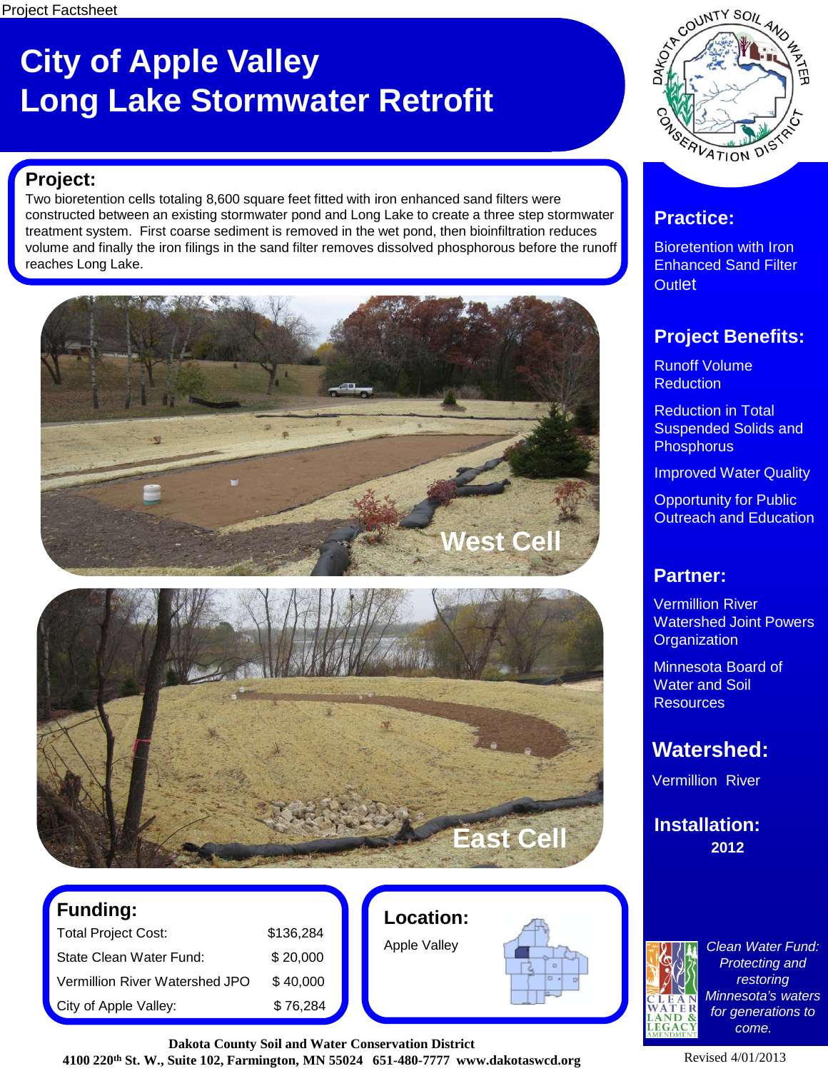Project Factsheet

# City of Apple Valley
# Long Lake Stormwater Retrofit

## Project:

Two bioretention cells totaling 8,600 square feet fitted with iron enhanced sand filters were constructed between an existing stormwater pond and Long Lake to create a three step stormwater treatment system. First coarse sediment is removed in the wet pond, then bioinfiltration reduces volume and finally the iron filings in the sand filter removes dissolved phosphorous before the runoff reaches Long Lake.

West Cell

East Cell

## Funding:

| | |
|---|---|
| Total Project Cost: | $136,284 |
| State Clean Water Fund: | $ 20,000 |
| Vermillion River Watershed JPO | $ 40,000 |
| City of Apple Valley: | $ 76,284 |

## Location:

Apple Valley

## Practice:

Bioretention with Iron Enhanced Sand Filter Outlet

## Project Benefits:

Runoff Volume Reduction

Reduction in Total Suspended Solids and Phosphorus

Improved Water Quality

Opportunity for Public Outreach and Education

## Partner:

Vermillion River Watershed Joint Powers Organization

Minnesota Board of Water and Soil Resources

## Watershed:

Vermillion River

## Installation:

**2012**

*Clean Water Fund: Protecting and restoring Minnesota's waters for generations to come.*

**Dakota County Soil and Water Conservation District**
**4100 220th St. W., Suite 102, Farmington, MN 55024 651-480-7777 www.dakotaswcd.org**

Revised 4/01/2013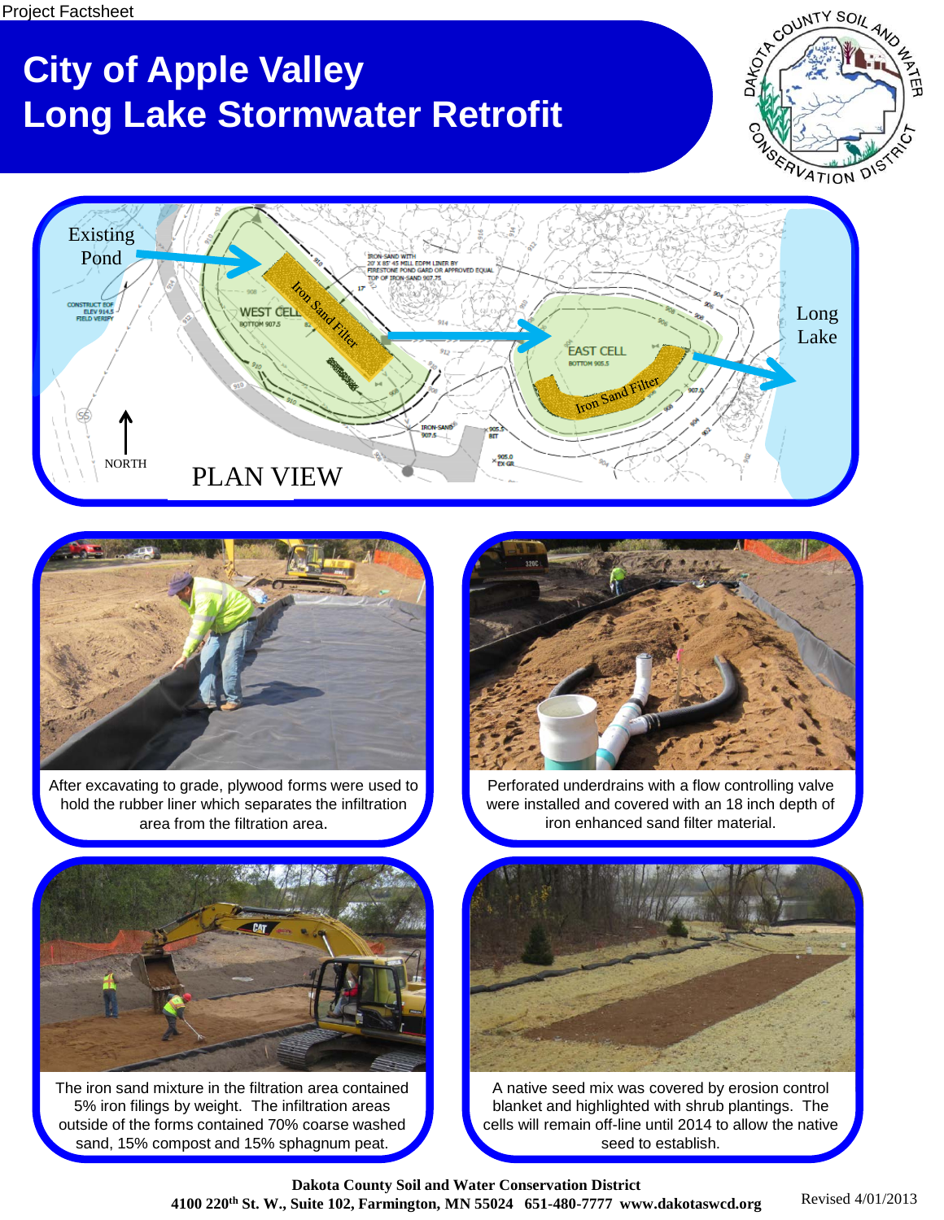Project Factsheet

# City of Apple Valley
# Long Lake Stormwater Retrofit

Existing Pond

Iron Sand Filter

WEST CELL

EAST CELL

Iron Sand Filter

Long Lake

NORTH

PLAN VIEW

After excavating to grade, plywood forms were used to hold the rubber liner which separates the infiltration area from the filtration area.

Perforated underdrains with a flow controlling valve were installed and covered with an 18 inch depth of iron enhanced sand filter material.

The iron sand mixture in the filtration area contained 5% iron filings by weight. The infiltration areas outside of the forms contained 70% coarse washed sand, 15% compost and 15% sphagnum peat.

A native seed mix was covered by erosion control blanket and highlighted with shrub plantings. The cells will remain off-line until 2014 to allow the native seed to establish.

**Dakota County Soil and Water Conservation District**
**4100 220th St. W., Suite 102, Farmington, MN 55024 651-480-7777 www.dakotaswcd.org**

Revised 4/01/2013